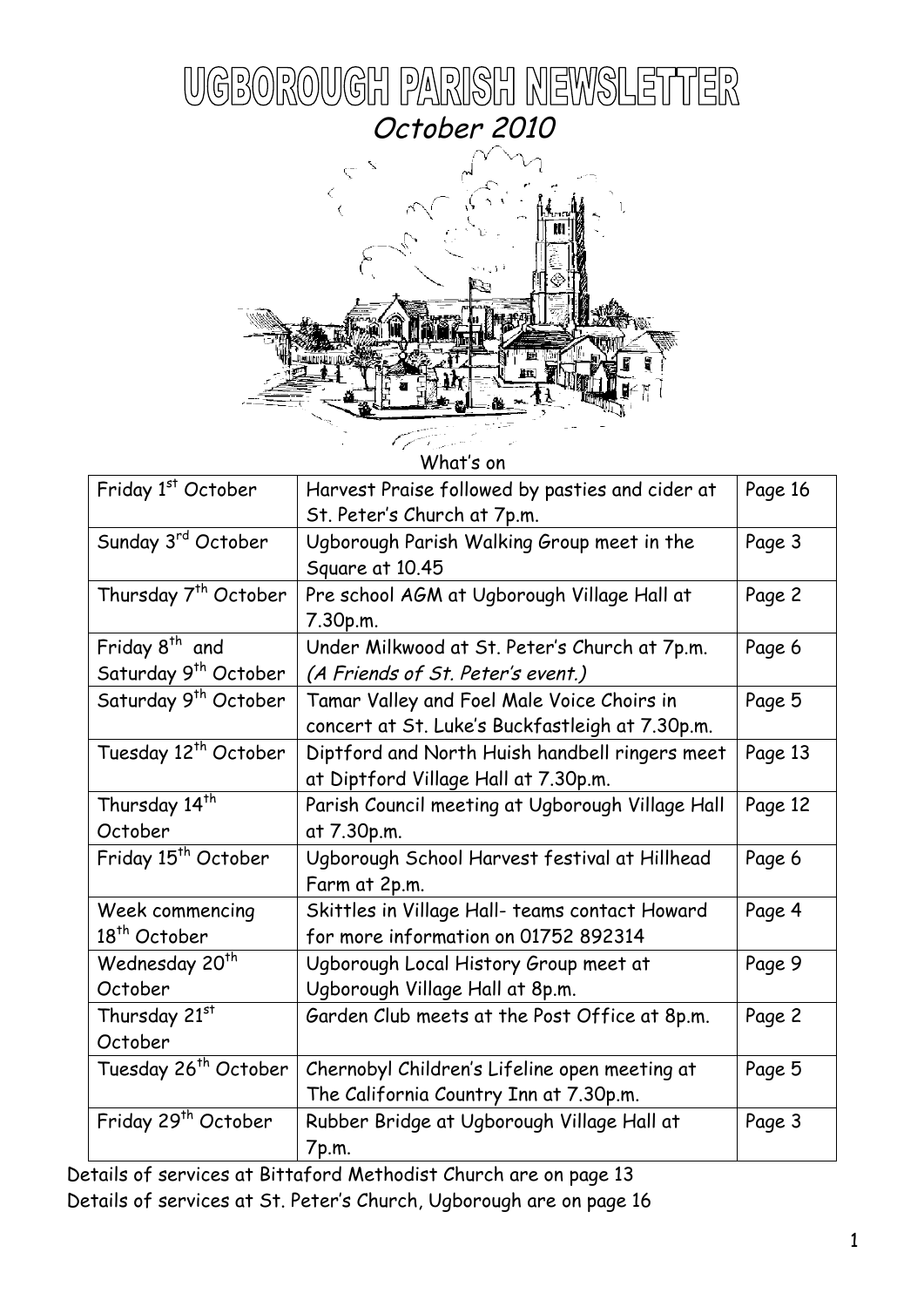# UGBOROUGH PARISH NEWSLETTER

*October 2010*

What's on

| Friday 1st October | Harvest Praise followed by pasties and cider at St. Peter's Church at 7p.m. | Page 16 |
|---|---|---|
| Sunday 3rd October | Ugborough Parish Walking Group meet in the Square at 10.45 | Page 3 |
| Thursday 7th October | Pre school AGM at Ugborough Village Hall at 7.30p.m. | Page 2 |
| Friday 8th and Saturday 9th October | Under Milkwood at St. Peter's Church at 7p.m. *(A Friends of St. Peter's event.)* | Page 6 |
| Saturday 9th October | Tamar Valley and Foel Male Voice Choirs in concert at St. Luke's Buckfastleigh at 7.30p.m. | Page 5 |
| Tuesday 12th October | Diptford and North Huish handbell ringers meet at Diptford Village Hall at 7.30p.m. | Page 13 |
| Thursday 14th October | Parish Council meeting at Ugborough Village Hall at 7.30p.m. | Page 12 |
| Friday 15th October | Ugborough School Harvest festival at Hillhead Farm at 2p.m. | Page 6 |
| Week commencing 18th October | Skittles in Village Hall- teams contact Howard for more information on 01752 892314 | Page 4 |
| Wednesday 20th October | Ugborough Local History Group meet at Ugborough Village Hall at 8p.m. | Page 9 |
| Thursday 21st October | Garden Club meets at the Post Office at 8p.m. | Page 2 |
| Tuesday 26th October | Chernobyl Children's Lifeline open meeting at The California Country Inn at 7.30p.m. | Page 5 |
| Friday 29th October | Rubber Bridge at Ugborough Village Hall at 7p.m. | Page 3 |

Details of services at Bittaford Methodist Church are on page 13

Details of services at St. Peter's Church, Ugborough are on page 16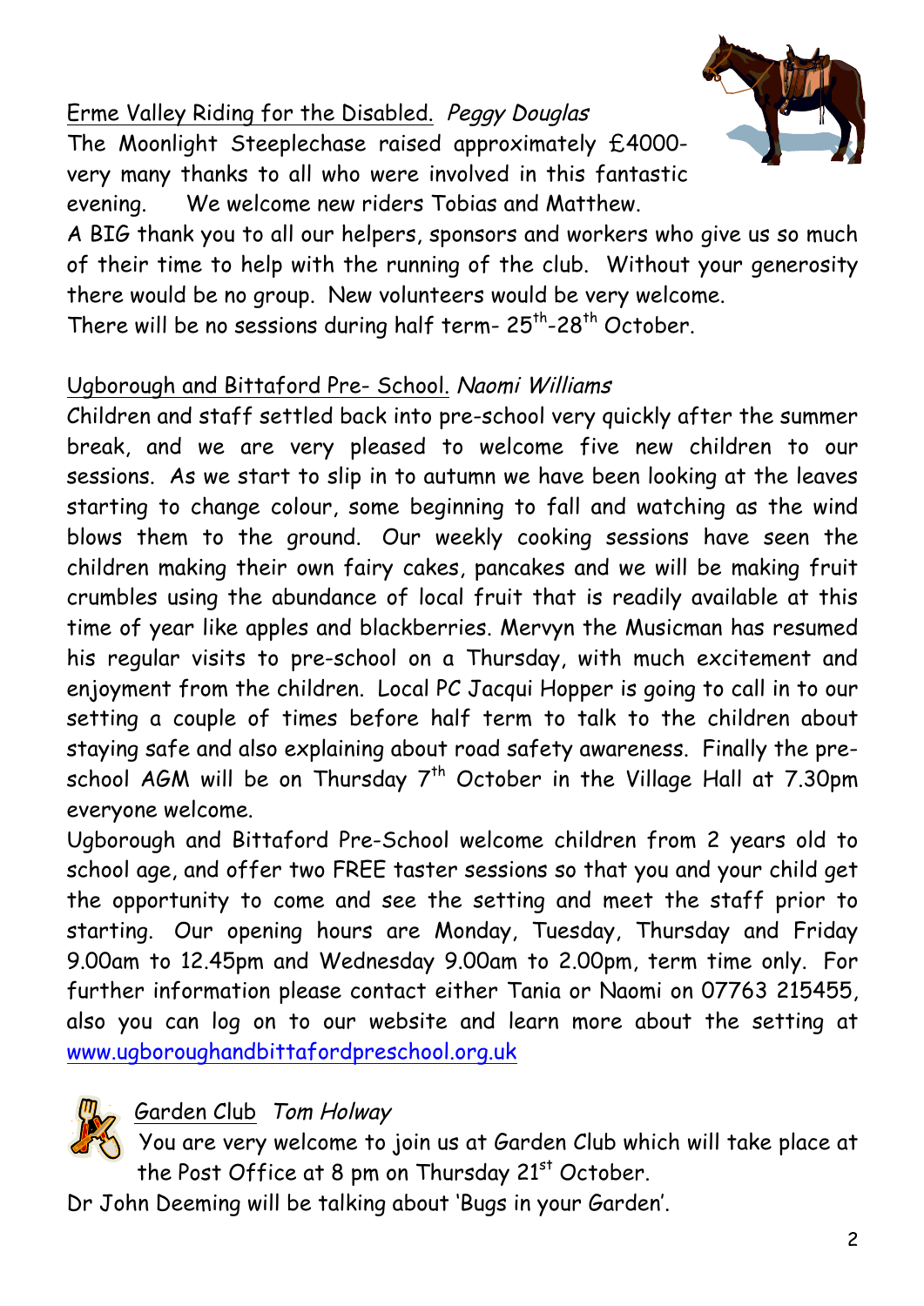Erme Valley Riding for the Disabled. *Peggy Douglas*

The Moonlight Steeplechase raised approximately £4000- very many thanks to all who were involved in this fantastic evening. We welcome new riders Tobias and Matthew.

A BIG thank you to all our helpers, sponsors and workers who give us so much of their time to help with the running of the club. Without your generosity there would be no group. New volunteers would be very welcome.

There will be no sessions during half term- 25th-28th October.

Ugborough and Bittaford Pre- School. *Naomi Williams*

Children and staff settled back into pre-school very quickly after the summer break, and we are very pleased to welcome five new children to our sessions. As we start to slip in to autumn we have been looking at the leaves starting to change colour, some beginning to fall and watching as the wind blows them to the ground. Our weekly cooking sessions have seen the children making their own fairy cakes, pancakes and we will be making fruit crumbles using the abundance of local fruit that is readily available at this time of year like apples and blackberries. Mervyn the Musicman has resumed his regular visits to pre-school on a Thursday, with much excitement and enjoyment from the children. Local PC Jacqui Hopper is going to call in to our setting a couple of times before half term to talk to the children about staying safe and also explaining about road safety awareness. Finally the pre-school AGM will be on Thursday 7th October in the Village Hall at 7.30pm everyone welcome.

Ugborough and Bittaford Pre-School welcome children from 2 years old to school age, and offer two FREE taster sessions so that you and your child get the opportunity to come and see the setting and meet the staff prior to starting. Our opening hours are Monday, Tuesday, Thursday and Friday 9.00am to 12.45pm and Wednesday 9.00am to 2.00pm, term time only. For further information please contact either Tania or Naomi on 07763 215455, also you can log on to our website and learn more about the setting at www.ugboroughandbittafordpreschool.org.uk

Garden Club *Tom Holway*

You are very welcome to join us at Garden Club which will take place at the Post Office at 8 pm on Thursday 21st October.

Dr John Deeming will be talking about 'Bugs in your Garden'.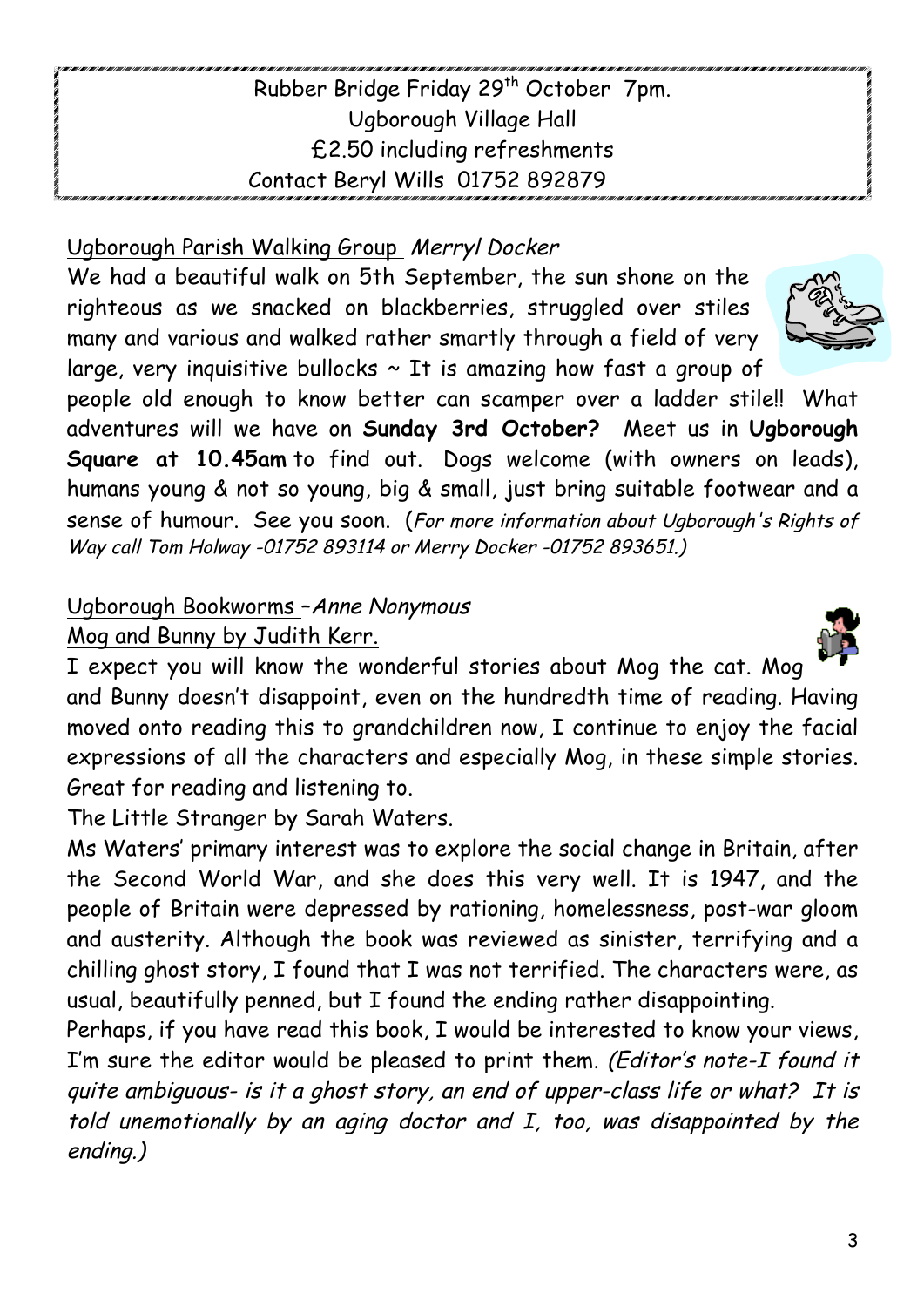Rubber Bridge Friday 29th October 7pm.
Ugborough Village Hall
£2.50 including refreshments
Contact Beryl Wills 01752 892879

## Ugborough Parish Walking Group *Merryl Docker*

We had a beautiful walk on 5th September, the sun shone on the righteous as we snacked on blackberries, struggled over stiles many and various and walked rather smartly through a field of very large, very inquisitive bullocks ~ It is amazing how fast a group of people old enough to know better can scamper over a ladder stile!! What adventures will we have on **Sunday 3rd October?** Meet us in **Ugborough Square at 10.45am** to find out. Dogs welcome (with owners on leads), humans young & not so young, big & small, just bring suitable footwear and a sense of humour. See you soon. (*For more information about Ugborough's Rights of Way call Tom Holway -01752 893114 or Merry Docker -01752 893651.)*

## Ugborough Bookworms –*Anne Nonymous*

### Mog and Bunny by Judith Kerr.

I expect you will know the wonderful stories about Mog the cat. Mog and Bunny doesn't disappoint, even on the hundredth time of reading. Having moved onto reading this to grandchildren now, I continue to enjoy the facial expressions of all the characters and especially Mog, in these simple stories. Great for reading and listening to.

### The Little Stranger by Sarah Waters.

Ms Waters' primary interest was to explore the social change in Britain, after the Second World War, and she does this very well. It is 1947, and the people of Britain were depressed by rationing, homelessness, post-war gloom and austerity. Although the book was reviewed as sinister, terrifying and a chilling ghost story, I found that I was not terrified. The characters were, as usual, beautifully penned, but I found the ending rather disappointing.

Perhaps, if you have read this book, I would be interested to know your views, I'm sure the editor would be pleased to print them. *(Editor's note-I found it quite ambiguous- is it a ghost story, an end of upper-class life or what? It is told unemotionally by an aging doctor and I, too, was disappointed by the ending.)*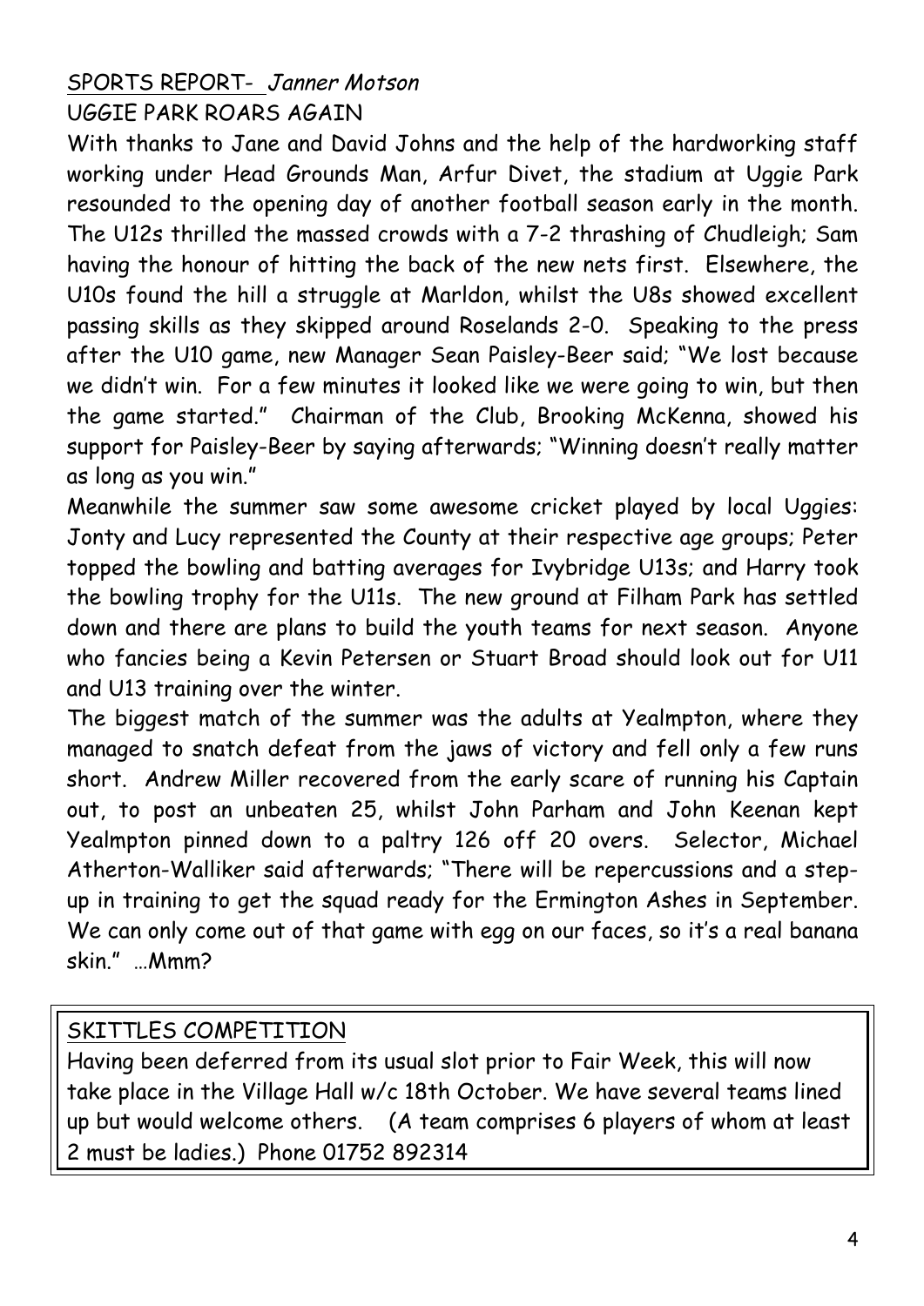## SPORTS REPORT- *Janner Motson*

### UGGIE PARK ROARS AGAIN

With thanks to Jane and David Johns and the help of the hardworking staff working under Head Grounds Man, Arfur Divet, the stadium at Uggie Park resounded to the opening day of another football season early in the month. The U12s thrilled the massed crowds with a 7-2 thrashing of Chudleigh; Sam having the honour of hitting the back of the new nets first. Elsewhere, the U10s found the hill a struggle at Marldon, whilst the U8s showed excellent passing skills as they skipped around Roselands 2-0. Speaking to the press after the U10 game, new Manager Sean Paisley-Beer said; "We lost because we didn't win. For a few minutes it looked like we were going to win, but then the game started." Chairman of the Club, Brooking McKenna, showed his support for Paisley-Beer by saying afterwards; "Winning doesn't really matter as long as you win."

Meanwhile the summer saw some awesome cricket played by local Uggies: Jonty and Lucy represented the County at their respective age groups; Peter topped the bowling and batting averages for Ivybridge U13s; and Harry took the bowling trophy for the U11s. The new ground at Filham Park has settled down and there are plans to build the youth teams for next season. Anyone who fancies being a Kevin Petersen or Stuart Broad should look out for U11 and U13 training over the winter.

The biggest match of the summer was the adults at Yealmpton, where they managed to snatch defeat from the jaws of victory and fell only a few runs short. Andrew Miller recovered from the early scare of running his Captain out, to post an unbeaten 25, whilst John Parham and John Keenan kept Yealmpton pinned down to a paltry 126 off 20 overs. Selector, Michael Atherton-Walliker said afterwards; "There will be repercussions and a step-up in training to get the squad ready for the Ermington Ashes in September. We can only come out of that game with egg on our faces, so it's a real banana skin." …Mmm?

## SKITTLES COMPETITION

Having been deferred from its usual slot prior to Fair Week, this will now take place in the Village Hall w/c 18th October. We have several teams lined up but would welcome others. (A team comprises 6 players of whom at least 2 must be ladies.) Phone 01752 892314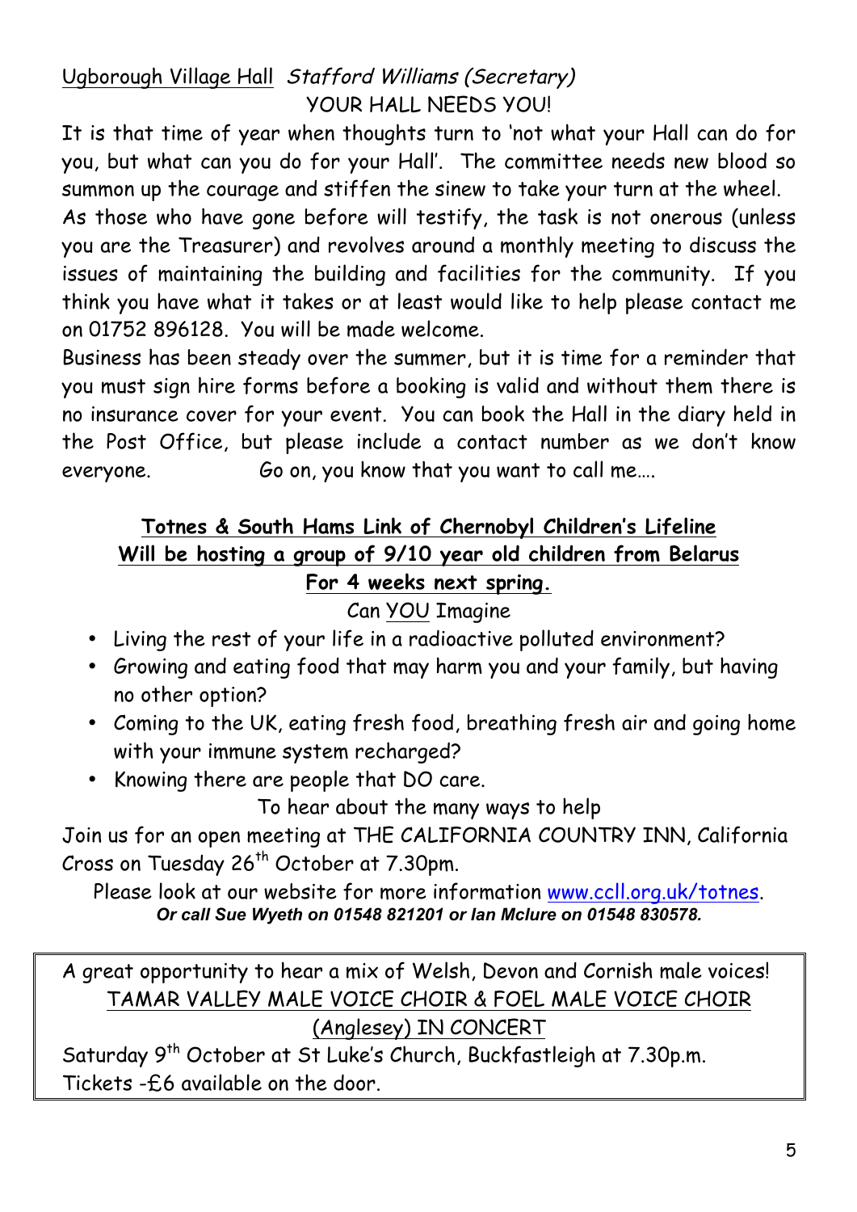Ugborough Village Hall *Stafford Williams (Secretary)*

YOUR HALL NEEDS YOU!

It is that time of year when thoughts turn to 'not what your Hall can do for you, but what can you do for your Hall'. The committee needs new blood so summon up the courage and stiffen the sinew to take your turn at the wheel.

As those who have gone before will testify, the task is not onerous (unless you are the Treasurer) and revolves around a monthly meeting to discuss the issues of maintaining the building and facilities for the community. If you think you have what it takes or at least would like to help please contact me on 01752 896128. You will be made welcome.

Business has been steady over the summer, but it is time for a reminder that you must sign hire forms before a booking is valid and without them there is no insurance cover for your event. You can book the Hall in the diary held in the Post Office, but please include a contact number as we don't know everyone. Go on, you know that you want to call me….

**Totnes & South Hams Link of Chernobyl Children's Lifeline**
**Will be hosting a group of 9/10 year old children from Belarus**
**For 4 weeks next spring.**

Can YOU Imagine

- Living the rest of your life in a radioactive polluted environment?
- Growing and eating food that may harm you and your family, but having no other option?
- Coming to the UK, eating fresh food, breathing fresh air and going home with your immune system recharged?
- Knowing there are people that DO care.

To hear about the many ways to help

Join us for an open meeting at THE CALIFORNIA COUNTRY INN, California Cross on Tuesday 26th October at 7.30pm.

Please look at our website for more information www.ccll.org.uk/totnes.
***Or call Sue Wyeth on 01548 821201 or Ian Mclure on 01548 830578.***

A great opportunity to hear a mix of Welsh, Devon and Cornish male voices!

TAMAR VALLEY MALE VOICE CHOIR & FOEL MALE VOICE CHOIR (Anglesey) IN CONCERT

Saturday 9th October at St Luke's Church, Buckfastleigh at 7.30p.m.
Tickets -£6 available on the door.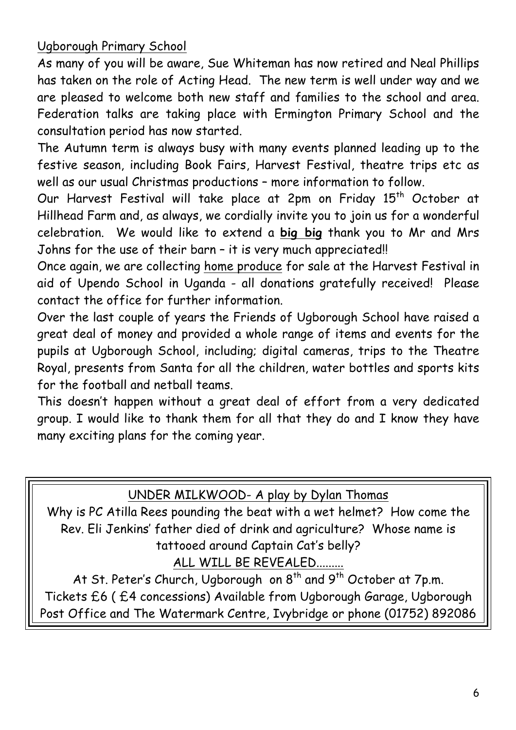## Ugborough Primary School

As many of you will be aware, Sue Whiteman has now retired and Neal Phillips has taken on the role of Acting Head. The new term is well under way and we are pleased to welcome both new staff and families to the school and area. Federation talks are taking place with Ermington Primary School and the consultation period has now started.

The Autumn term is always busy with many events planned leading up to the festive season, including Book Fairs, Harvest Festival, theatre trips etc as well as our usual Christmas productions – more information to follow.

Our Harvest Festival will take place at 2pm on Friday 15th October at Hillhead Farm and, as always, we cordially invite you to join us for a wonderful celebration. We would like to extend a **big big** thank you to Mr and Mrs Johns for the use of their barn – it is very much appreciated!!

Once again, we are collecting home produce for sale at the Harvest Festival in aid of Upendo School in Uganda - all donations gratefully received! Please contact the office for further information.

Over the last couple of years the Friends of Ugborough School have raised a great deal of money and provided a whole range of items and events for the pupils at Ugborough School, including; digital cameras, trips to the Theatre Royal, presents from Santa for all the children, water bottles and sports kits for the football and netball teams.

This doesn't happen without a great deal of effort from a very dedicated group. I would like to thank them for all that they do and I know they have many exciting plans for the coming year.

---

## UNDER MILKWOOD- A play by Dylan Thomas

Why is PC Atilla Rees pounding the beat with a wet helmet? How come the Rev. Eli Jenkins' father died of drink and agriculture? Whose name is tattooed around Captain Cat's belly?

ALL WILL BE REVEALED.........

At St. Peter's Church, Ugborough on 8th and 9th October at 7p.m.

Tickets £6 ( £4 concessions) Available from Ugborough Garage, Ugborough Post Office and The Watermark Centre, Ivybridge or phone (01752) 892086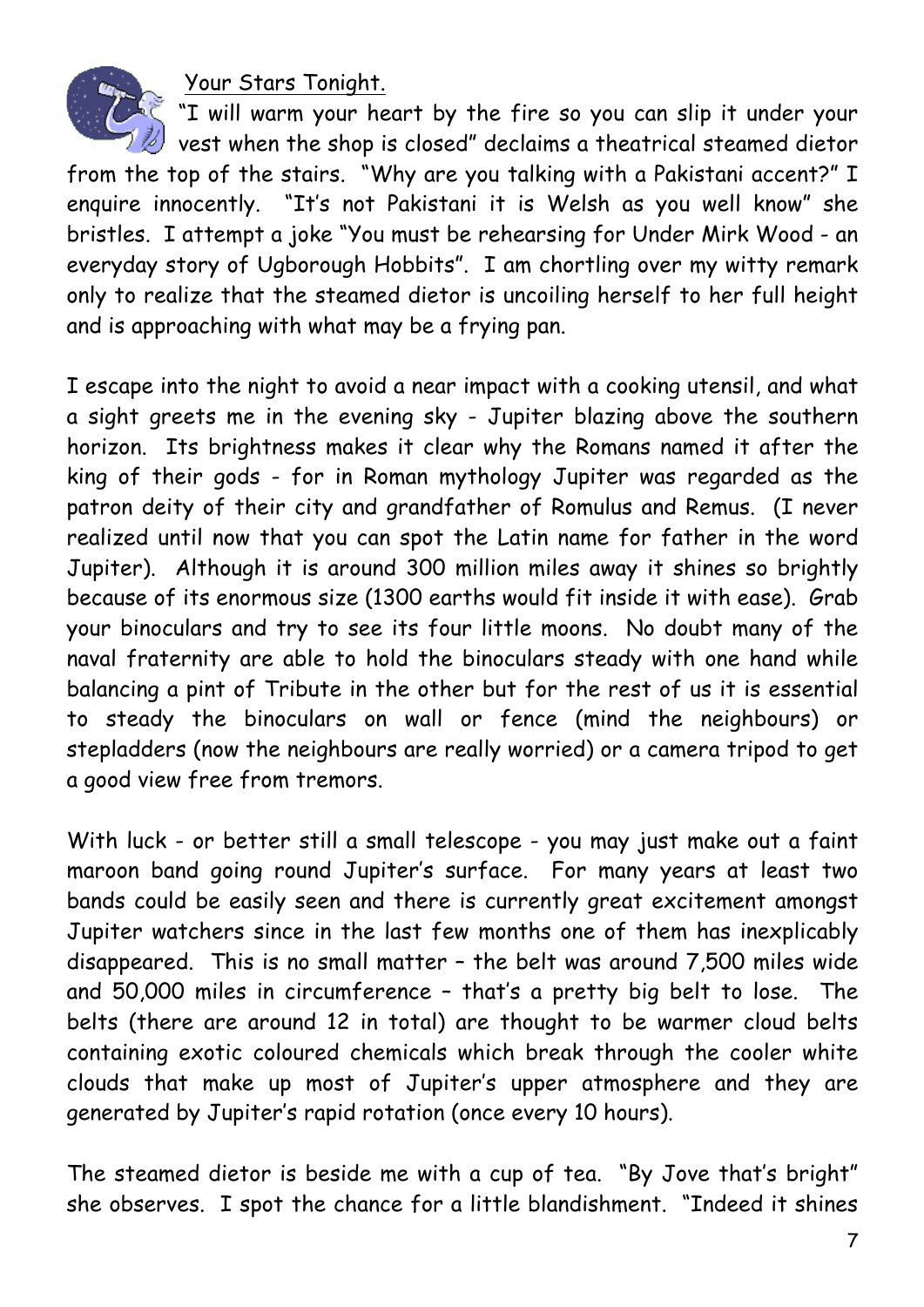## Your Stars Tonight.

"I will warm your heart by the fire so you can slip it under your vest when the shop is closed" declaims a theatrical steamed dietor from the top of the stairs. "Why are you talking with a Pakistani accent?" I enquire innocently. "It's not Pakistani it is Welsh as you well know" she bristles. I attempt a joke "You must be rehearsing for Under Mirk Wood - an everyday story of Ugborough Hobbits". I am chortling over my witty remark only to realize that the steamed dietor is uncoiling herself to her full height and is approaching with what may be a frying pan.

I escape into the night to avoid a near impact with a cooking utensil, and what a sight greets me in the evening sky - Jupiter blazing above the southern horizon. Its brightness makes it clear why the Romans named it after the king of their gods - for in Roman mythology Jupiter was regarded as the patron deity of their city and grandfather of Romulus and Remus. (I never realized until now that you can spot the Latin name for father in the word Jupiter). Although it is around 300 million miles away it shines so brightly because of its enormous size (1300 earths would fit inside it with ease). Grab your binoculars and try to see its four little moons. No doubt many of the naval fraternity are able to hold the binoculars steady with one hand while balancing a pint of Tribute in the other but for the rest of us it is essential to steady the binoculars on wall or fence (mind the neighbours) or stepladders (now the neighbours are really worried) or a camera tripod to get a good view free from tremors.

With luck - or better still a small telescope - you may just make out a faint maroon band going round Jupiter's surface. For many years at least two bands could be easily seen and there is currently great excitement amongst Jupiter watchers since in the last few months one of them has inexplicably disappeared. This is no small matter – the belt was around 7,500 miles wide and 50,000 miles in circumference – that's a pretty big belt to lose. The belts (there are around 12 in total) are thought to be warmer cloud belts containing exotic coloured chemicals which break through the cooler white clouds that make up most of Jupiter's upper atmosphere and they are generated by Jupiter's rapid rotation (once every 10 hours).

The steamed dietor is beside me with a cup of tea. "By Jove that's bright" she observes. I spot the chance for a little blandishment. "Indeed it shines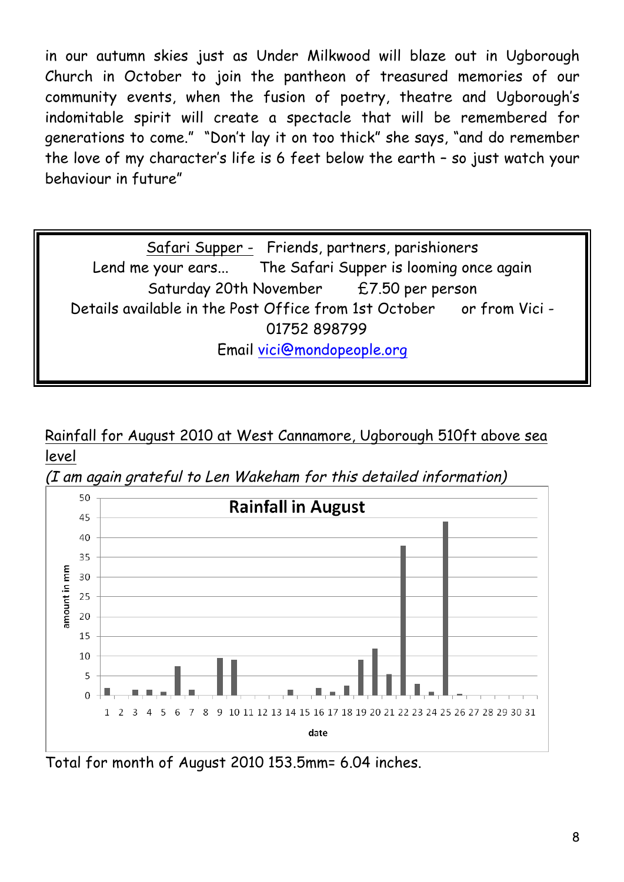in our autumn skies just as Under Milkwood will blaze out in Ugborough Church in October to join the pantheon of treasured memories of our community events, when the fusion of poetry, theatre and Ugborough's indomitable spirit will create a spectacle that will be remembered for generations to come." "Don't lay it on too thick" she says, "and do remember the love of my character's life is 6 feet below the earth – so just watch your behaviour in future"

Safari Supper - Friends, partners, parishioners
Lend me your ears... The Safari Supper is looming once again
Saturday 20th November £7.50 per person
Details available in the Post Office from 1st October or from Vici - 01752 898799
Email vici@mondopeople.org

Rainfall for August 2010 at West Cannamore, Ugborough 510ft above sea level

*(I am again grateful to Len Wakeham for this detailed information)*

Total for month of August 2010 153.5mm= 6.04 inches.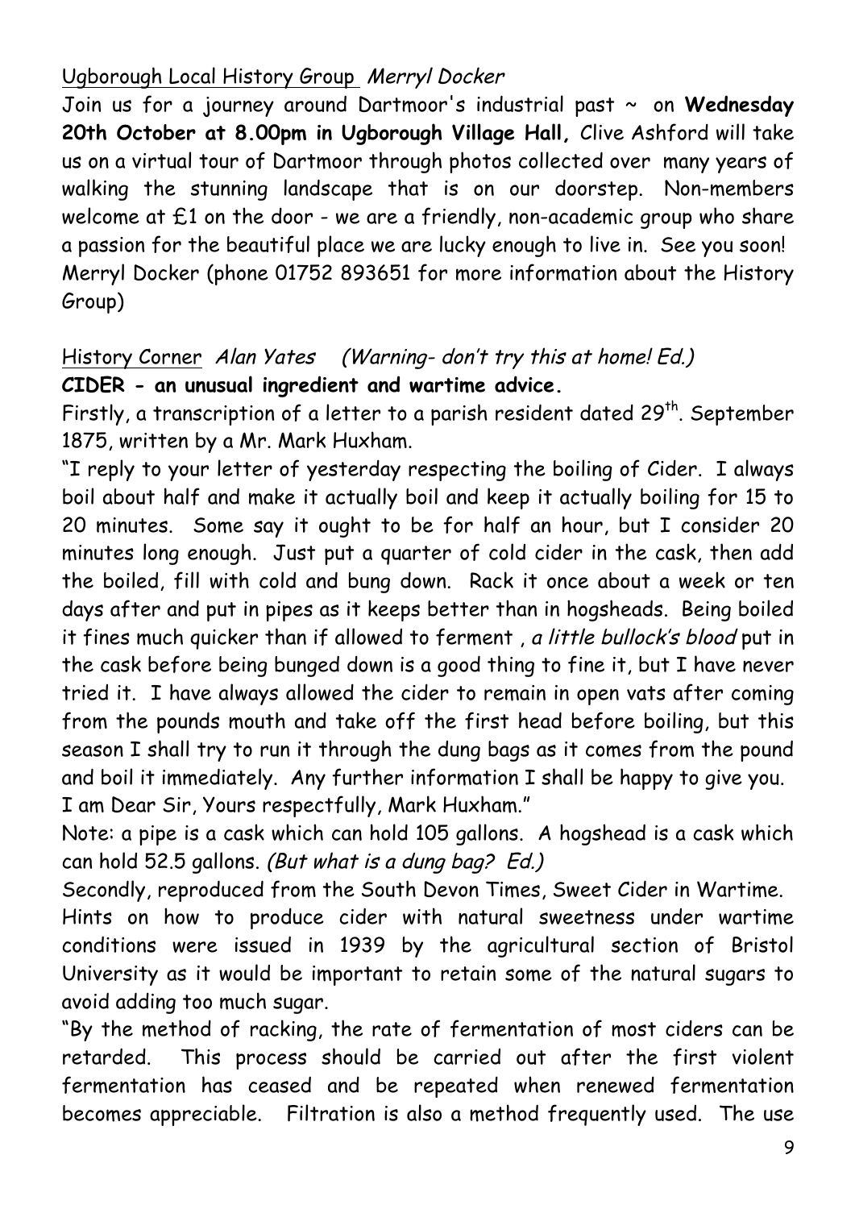Ugborough Local History Group *Merryl Docker*

Join us for a journey around Dartmoor's industrial past ~ on **Wednesday 20th October at 8.00pm in Ugborough Village Hall,** Clive Ashford will take us on a virtual tour of Dartmoor through photos collected over many years of walking the stunning landscape that is on our doorstep. Non-members welcome at £1 on the door - we are a friendly, non-academic group who share a passion for the beautiful place we are lucky enough to live in. See you soon! Merryl Docker (phone 01752 893651 for more information about the History Group)

History Corner *Alan Yates (Warning- don't try this at home! Ed.)*

**CIDER - an unusual ingredient and wartime advice.**

Firstly, a transcription of a letter to a parish resident dated 29th. September 1875, written by a Mr. Mark Huxham.

"I reply to your letter of yesterday respecting the boiling of Cider. I always boil about half and make it actually boil and keep it actually boiling for 15 to 20 minutes. Some say it ought to be for half an hour, but I consider 20 minutes long enough. Just put a quarter of cold cider in the cask, then add the boiled, fill with cold and bung down. Rack it once about a week or ten days after and put in pipes as it keeps better than in hogsheads. Being boiled it fines much quicker than if allowed to ferment , *a little bullock's blood* put in the cask before being bunged down is a good thing to fine it, but I have never tried it. I have always allowed the cider to remain in open vats after coming from the pounds mouth and take off the first head before boiling, but this season I shall try to run it through the dung bags as it comes from the pound and boil it immediately. Any further information I shall be happy to give you. I am Dear Sir, Yours respectfully, Mark Huxham."

Note: a pipe is a cask which can hold 105 gallons. A hogshead is a cask which can hold 52.5 gallons. *(But what is a dung bag? Ed.)*

Secondly, reproduced from the South Devon Times, Sweet Cider in Wartime.

Hints on how to produce cider with natural sweetness under wartime conditions were issued in 1939 by the agricultural section of Bristol University as it would be important to retain some of the natural sugars to avoid adding too much sugar.

"By the method of racking, the rate of fermentation of most ciders can be retarded. This process should be carried out after the first violent fermentation has ceased and be repeated when renewed fermentation becomes appreciable. Filtration is also a method frequently used. The use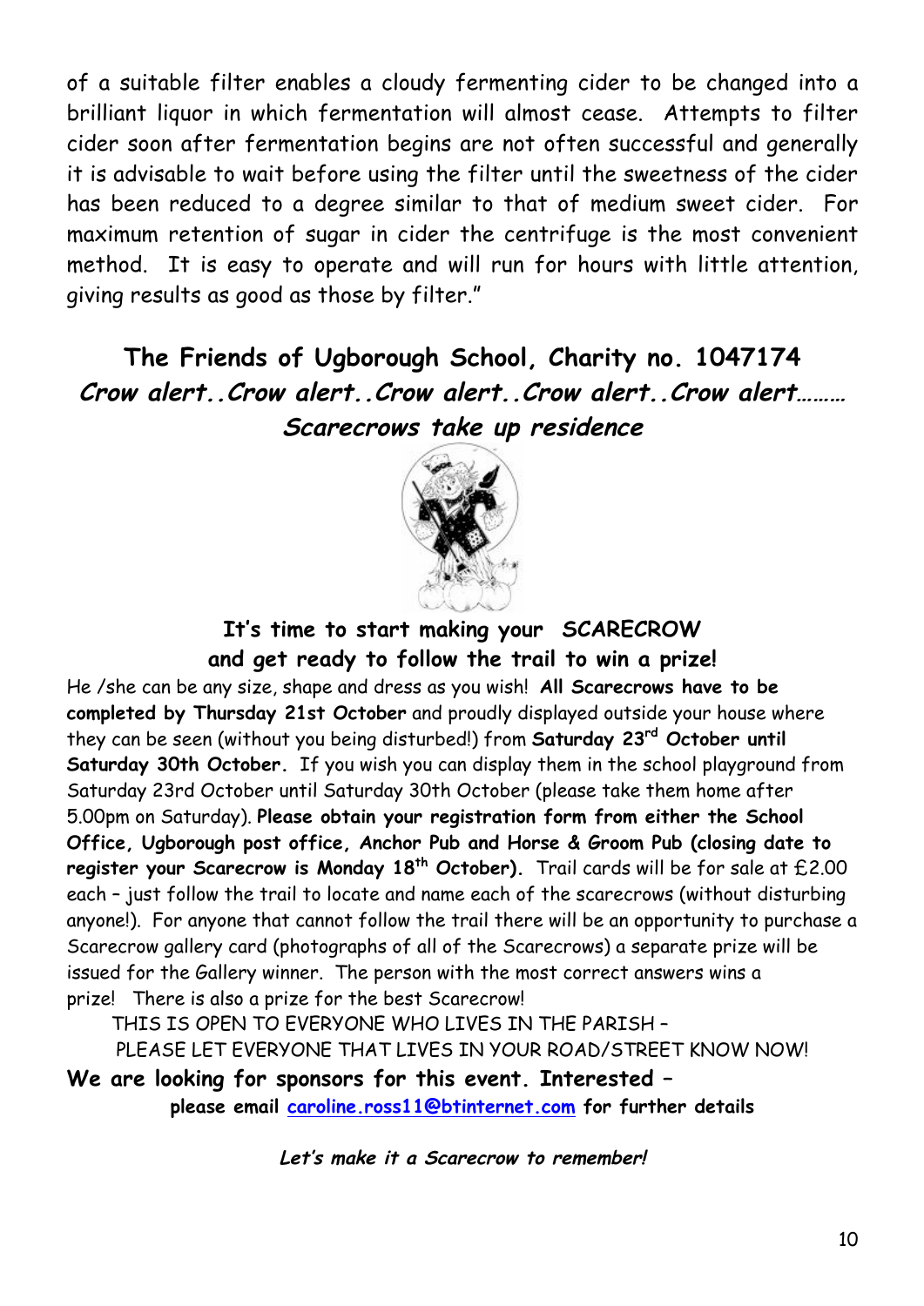of a suitable filter enables a cloudy fermenting cider to be changed into a brilliant liquor in which fermentation will almost cease. Attempts to filter cider soon after fermentation begins are not often successful and generally it is advisable to wait before using the filter until the sweetness of the cider has been reduced to a degree similar to that of medium sweet cider. For maximum retention of sugar in cider the centrifuge is the most convenient method. It is easy to operate and will run for hours with little attention, giving results as good as those by filter."

## The Friends of Ugborough School, Charity no. 1047174

***Crow alert..Crow alert..Crow alert..Crow alert..Crow alert………***

***Scarecrows take up residence***

### It's time to start making your SCARECROW and get ready to follow the trail to win a prize!

He /she can be any size, shape and dress as you wish! **All Scarecrows have to be completed by Thursday 21st October** and proudly displayed outside your house where they can be seen (without you being disturbed!) from **Saturday 23rd October until Saturday 30th October.** If you wish you can display them in the school playground from Saturday 23rd October until Saturday 30th October (please take them home after 5.00pm on Saturday). **Please obtain your registration form from either the School Office, Ugborough post office, Anchor Pub and Horse & Groom Pub (closing date to register your Scarecrow is Monday 18th October).** Trail cards will be for sale at £2.00 each – just follow the trail to locate and name each of the scarecrows (without disturbing anyone!). For anyone that cannot follow the trail there will be an opportunity to purchase a Scarecrow gallery card (photographs of all of the Scarecrows) a separate prize will be issued for the Gallery winner. The person with the most correct answers wins a prize! There is also a prize for the best Scarecrow!

THIS IS OPEN TO EVERYONE WHO LIVES IN THE PARISH –
PLEASE LET EVERYONE THAT LIVES IN YOUR ROAD/STREET KNOW NOW!

**We are looking for sponsors for this event. Interested –**
**please email caroline.ross11@btinternet.com for further details**

***Let's make it a Scarecrow to remember!***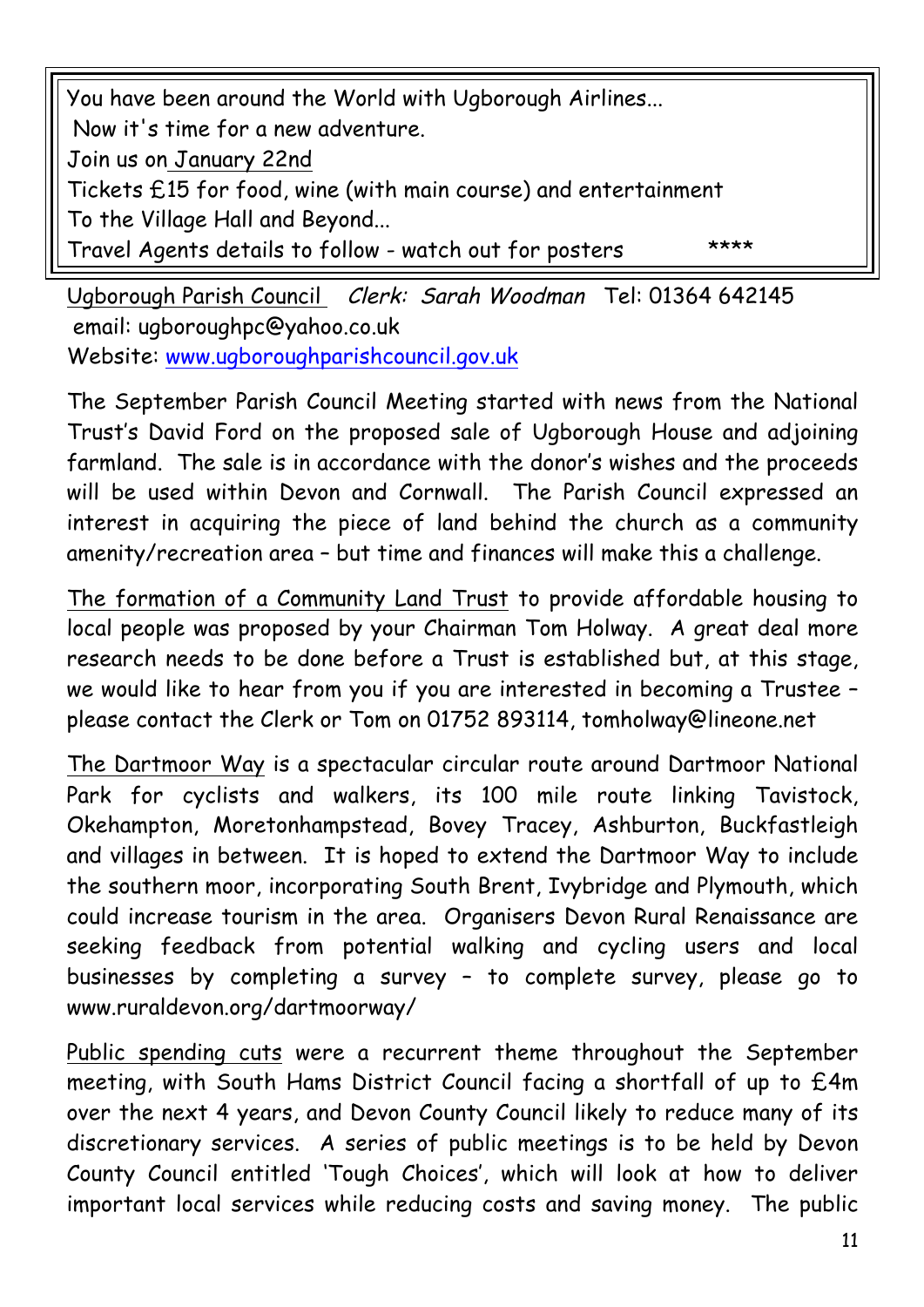You have been around the World with Ugborough Airlines...
Now it's time for a new adventure.
Join us on January 22nd
Tickets £15 for food, wine (with main course) and entertainment
To the Village Hall and Beyond...
Travel Agents details to follow - watch out for posters ****

Ugborough Parish Council *Clerk: Sarah Woodman* Tel: 01364 642145
email: ugboroughpc@yahoo.co.uk
Website: [www.ugboroughparishcouncil.gov.uk](http://www.ugboroughparishcouncil.gov.uk)

The September Parish Council Meeting started with news from the National Trust's David Ford on the proposed sale of Ugborough House and adjoining farmland. The sale is in accordance with the donor's wishes and the proceeds will be used within Devon and Cornwall. The Parish Council expressed an interest in acquiring the piece of land behind the church as a community amenity/recreation area – but time and finances will make this a challenge.

The formation of a Community Land Trust to provide affordable housing to local people was proposed by your Chairman Tom Holway. A great deal more research needs to be done before a Trust is established but, at this stage, we would like to hear from you if you are interested in becoming a Trustee – please contact the Clerk or Tom on 01752 893114, tomholway@lineone.net

The Dartmoor Way is a spectacular circular route around Dartmoor National Park for cyclists and walkers, its 100 mile route linking Tavistock, Okehampton, Moretonhampstead, Bovey Tracey, Ashburton, Buckfastleigh and villages in between. It is hoped to extend the Dartmoor Way to include the southern moor, incorporating South Brent, Ivybridge and Plymouth, which could increase tourism in the area. Organisers Devon Rural Renaissance are seeking feedback from potential walking and cycling users and local businesses by completing a survey – to complete survey, please go to www.ruraldevon.org/dartmoorway/

Public spending cuts were a recurrent theme throughout the September meeting, with South Hams District Council facing a shortfall of up to £4m over the next 4 years, and Devon County Council likely to reduce many of its discretionary services. A series of public meetings is to be held by Devon County Council entitled 'Tough Choices', which will look at how to deliver important local services while reducing costs and saving money. The public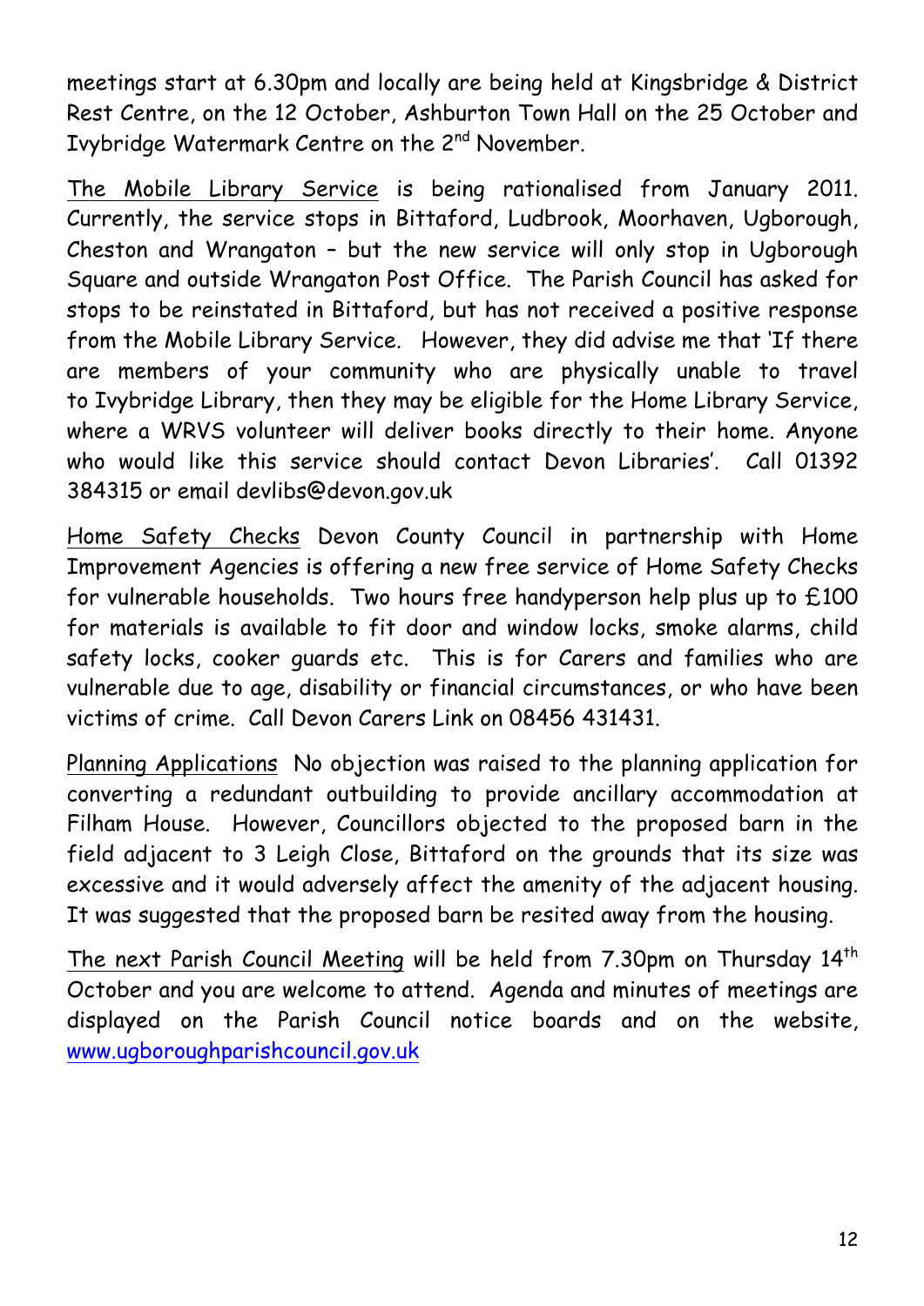meetings start at 6.30pm and locally are being held at Kingsbridge & District Rest Centre, on the 12 October, Ashburton Town Hall on the 25 October and Ivybridge Watermark Centre on the 2nd November.

The Mobile Library Service is being rationalised from January 2011. Currently, the service stops in Bittaford, Ludbrook, Moorhaven, Ugborough, Cheston and Wrangaton – but the new service will only stop in Ugborough Square and outside Wrangaton Post Office. The Parish Council has asked for stops to be reinstated in Bittaford, but has not received a positive response from the Mobile Library Service. However, they did advise me that 'If there are members of your community who are physically unable to travel to Ivybridge Library, then they may be eligible for the Home Library Service, where a WRVS volunteer will deliver books directly to their home. Anyone who would like this service should contact Devon Libraries'. Call 01392 384315 or email devlibs@devon.gov.uk

Home Safety Checks Devon County Council in partnership with Home Improvement Agencies is offering a new free service of Home Safety Checks for vulnerable households. Two hours free handyperson help plus up to £100 for materials is available to fit door and window locks, smoke alarms, child safety locks, cooker guards etc. This is for Carers and families who are vulnerable due to age, disability or financial circumstances, or who have been victims of crime. Call Devon Carers Link on 08456 431431.

Planning Applications No objection was raised to the planning application for converting a redundant outbuilding to provide ancillary accommodation at Filham House. However, Councillors objected to the proposed barn in the field adjacent to 3 Leigh Close, Bittaford on the grounds that its size was excessive and it would adversely affect the amenity of the adjacent housing. It was suggested that the proposed barn be resited away from the housing.

The next Parish Council Meeting will be held from 7.30pm on Thursday 14th October and you are welcome to attend. Agenda and minutes of meetings are displayed on the Parish Council notice boards and on the website, www.ugboroughparishcouncil.gov.uk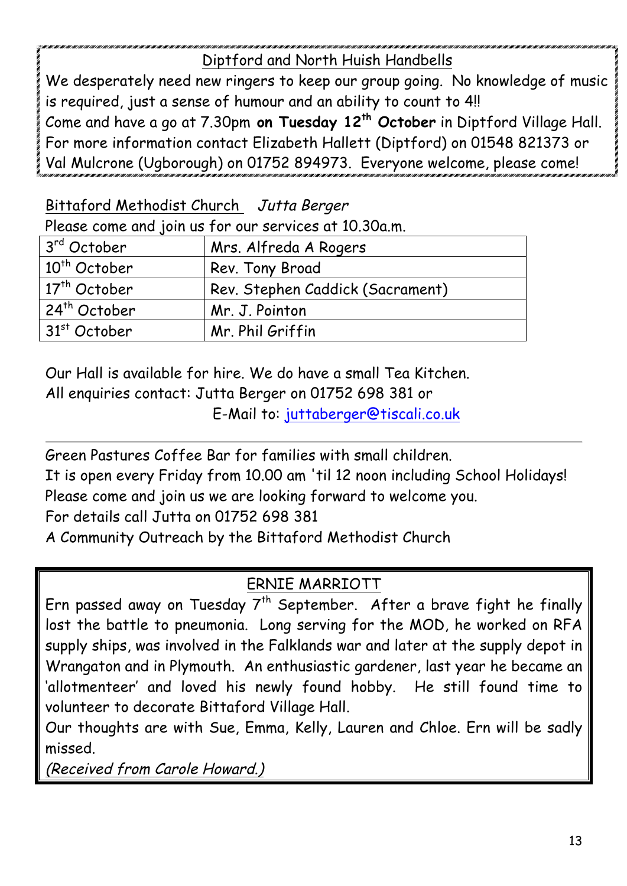## Diptford and North Huish Handbells

We desperately need new ringers to keep our group going. No knowledge of music is required, just a sense of humour and an ability to count to 4!!

Come and have a go at 7.30pm **on Tuesday 12th October** in Diptford Village Hall.

For more information contact Elizabeth Hallett (Diptford) on 01548 821373 or Val Mulcrone (Ugborough) on 01752 894973. Everyone welcome, please come!

## Bittaford Methodist Church *Jutta Berger*

Please come and join us for our services at 10.30a.m.

| | |
|---|---|
| 3rd October | Mrs. Alfreda A Rogers |
| 10th October | Rev. Tony Broad |
| 17th October | Rev. Stephen Caddick (Sacrament) |
| 24th October | Mr. J. Pointon |
| 31st October | Mr. Phil Griffin |

Our Hall is available for hire. We do have a small Tea Kitchen.

All enquiries contact: Jutta Berger on 01752 698 381 or

E-Mail to: juttaberger@tiscali.co.uk

---

Green Pastures Coffee Bar for families with small children.

It is open every Friday from 10.00 am 'til 12 noon including School Holidays!

Please come and join us we are looking forward to welcome you.

For details call Jutta on 01752 698 381

A Community Outreach by the Bittaford Methodist Church

## ERNIE MARRIOTT

Ern passed away on Tuesday 7th September. After a brave fight he finally lost the battle to pneumonia. Long serving for the MOD, he worked on RFA supply ships, was involved in the Falklands war and later at the supply depot in Wrangaton and in Plymouth. An enthusiastic gardener, last year he became an 'allotmenteer' and loved his newly found hobby. He still found time to volunteer to decorate Bittaford Village Hall.

Our thoughts are with Sue, Emma, Kelly, Lauren and Chloe. Ern will be sadly missed.

*(Received from Carole Howard.)*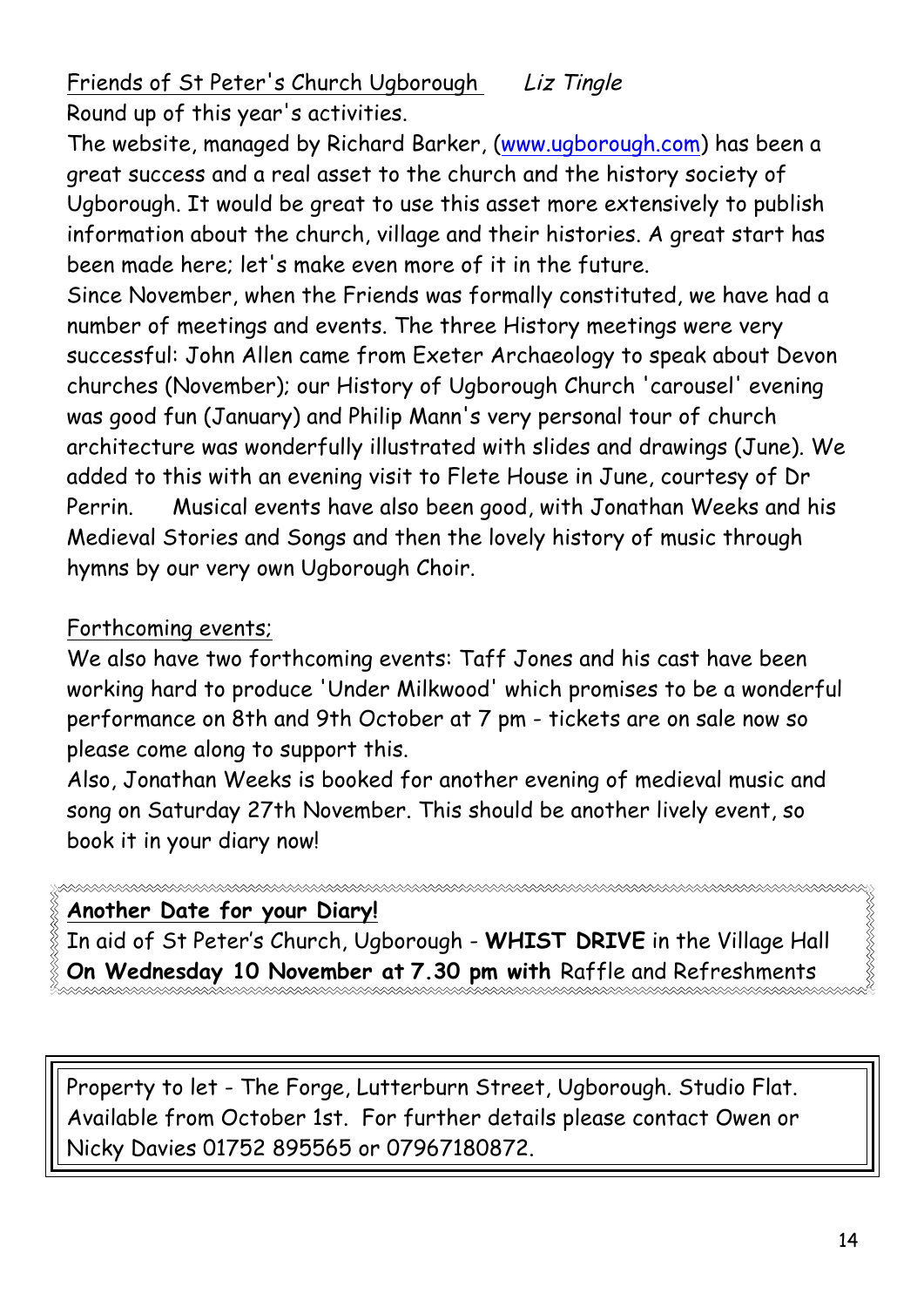Friends of St Peter's Church Ugborough *Liz Tingle*

Round up of this year's activities.

The website, managed by Richard Barker, (www.ugborough.com) has been a great success and a real asset to the church and the history society of Ugborough. It would be great to use this asset more extensively to publish information about the church, village and their histories. A great start has been made here; let's make even more of it in the future.

Since November, when the Friends was formally constituted, we have had a number of meetings and events. The three History meetings were very successful: John Allen came from Exeter Archaeology to speak about Devon churches (November); our History of Ugborough Church 'carousel' evening was good fun (January) and Philip Mann's very personal tour of church architecture was wonderfully illustrated with slides and drawings (June). We added to this with an evening visit to Flete House in June, courtesy of Dr Perrin. Musical events have also been good, with Jonathan Weeks and his Medieval Stories and Songs and then the lovely history of music through hymns by our very own Ugborough Choir.

Forthcoming events;

We also have two forthcoming events: Taff Jones and his cast have been working hard to produce 'Under Milkwood' which promises to be a wonderful performance on 8th and 9th October at 7 pm - tickets are on sale now so please come along to support this.

Also, Jonathan Weeks is booked for another evening of medieval music and song on Saturday 27th November. This should be another lively event, so book it in your diary now!

**Another Date for your Diary!**

In aid of St Peter's Church, Ugborough - **WHIST DRIVE** in the Village Hall **On Wednesday 10 November at 7.30 pm with** Raffle and Refreshments

Property to let - The Forge, Lutterburn Street, Ugborough. Studio Flat. Available from October 1st. For further details please contact Owen or Nicky Davies 01752 895565 or 07967180872.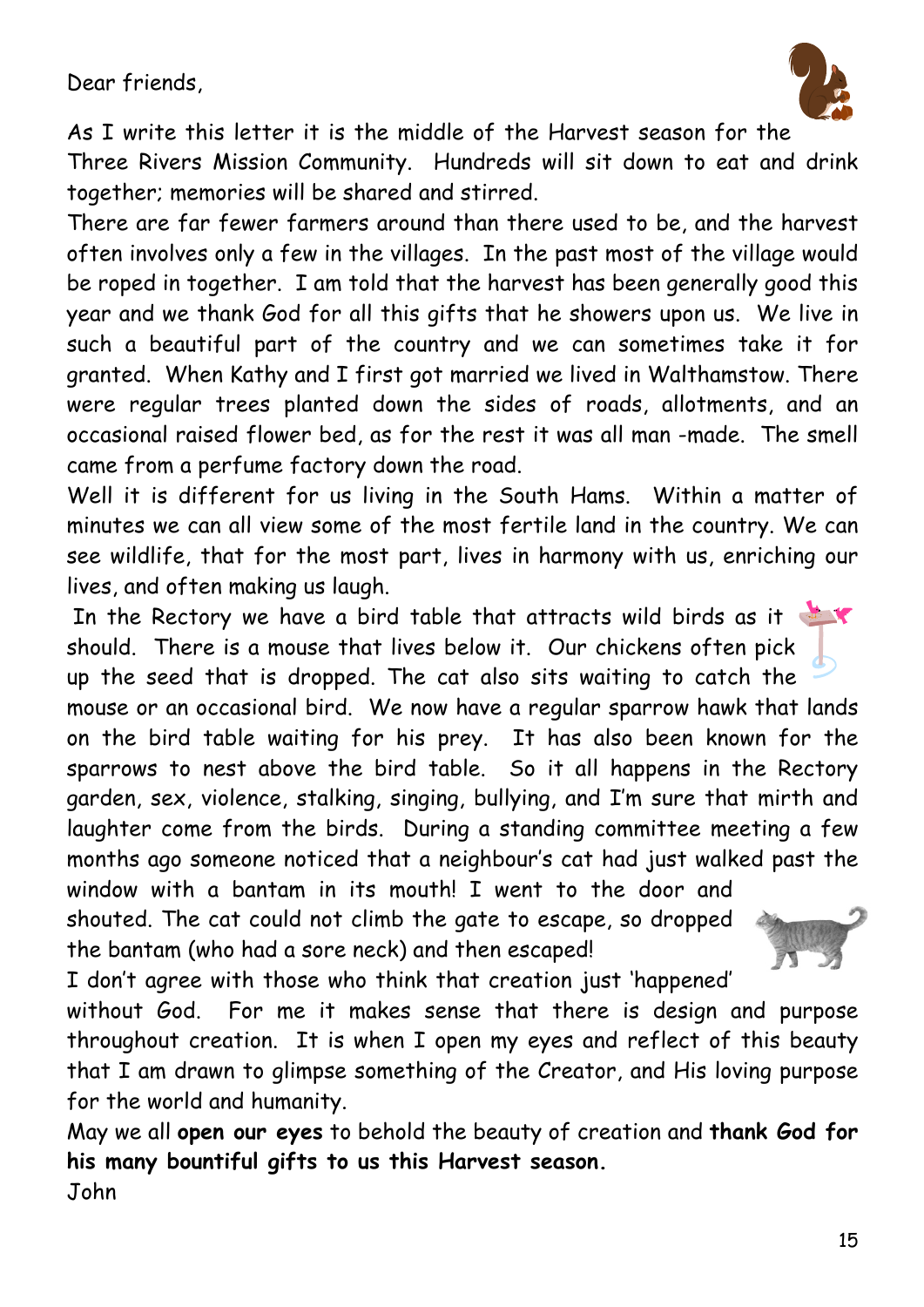Dear friends,

As I write this letter it is the middle of the Harvest season for the Three Rivers Mission Community. Hundreds will sit down to eat and drink together; memories will be shared and stirred.

There are far fewer farmers around than there used to be, and the harvest often involves only a few in the villages. In the past most of the village would be roped in together. I am told that the harvest has been generally good this year and we thank God for all this gifts that he showers upon us. We live in such a beautiful part of the country and we can sometimes take it for granted. When Kathy and I first got married we lived in Walthamstow. There were regular trees planted down the sides of roads, allotments, and an occasional raised flower bed, as for the rest it was all man -made. The smell came from a perfume factory down the road.

Well it is different for us living in the South Hams. Within a matter of minutes we can all view some of the most fertile land in the country. We can see wildlife, that for the most part, lives in harmony with us, enriching our lives, and often making us laugh.

In the Rectory we have a bird table that attracts wild birds as it should. There is a mouse that lives below it. Our chickens often pick up the seed that is dropped. The cat also sits waiting to catch the mouse or an occasional bird. We now have a regular sparrow hawk that lands on the bird table waiting for his prey. It has also been known for the sparrows to nest above the bird table. So it all happens in the Rectory garden, sex, violence, stalking, singing, bullying, and I'm sure that mirth and laughter come from the birds. During a standing committee meeting a few months ago someone noticed that a neighbour's cat had just walked past the window with a bantam in its mouth! I went to the door and shouted. The cat could not climb the gate to escape, so dropped the bantam (who had a sore neck) and then escaped!

I don't agree with those who think that creation just 'happened' without God. For me it makes sense that there is design and purpose throughout creation. It is when I open my eyes and reflect of this beauty that I am drawn to glimpse something of the Creator, and His loving purpose for the world and humanity.

May we all **open our eyes** to behold the beauty of creation and **thank God for his many bountiful gifts to us this Harvest season.**

John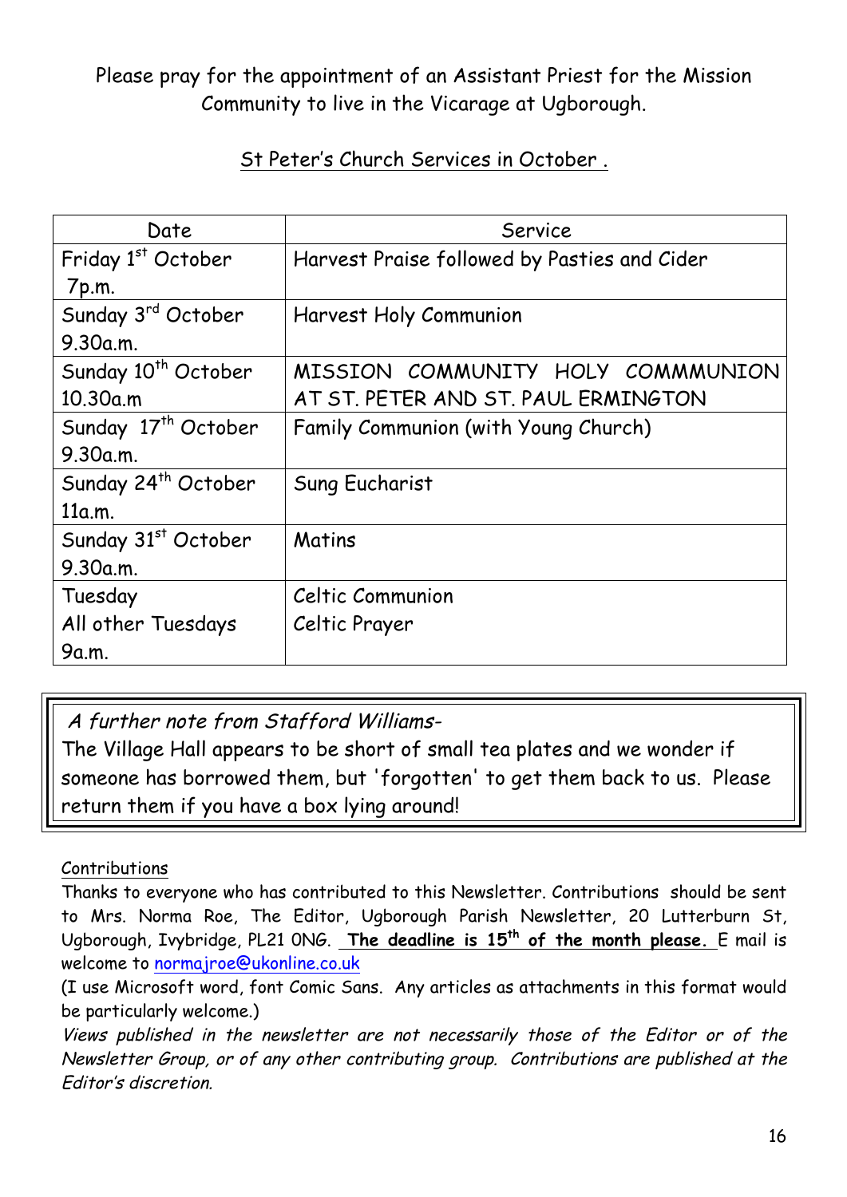Please pray for the appointment of an Assistant Priest for the Mission Community to live in the Vicarage at Ugborough.

St Peter's Church Services in October .

| Date | Service |
|---|---|
| Friday 1st October 7p.m. | Harvest Praise followed by Pasties and Cider |
| Sunday 3rd October 9.30a.m. | Harvest Holy Communion |
| Sunday 10th October 10.30a.m | MISSION COMMUNITY HOLY COMMMUNION AT ST. PETER AND ST. PAUL ERMINGTON |
| Sunday 17th October 9.30a.m. | Family Communion (with Young Church) |
| Sunday 24th October 11a.m. | Sung Eucharist |
| Sunday 31st October 9.30a.m. | Matins |
| Tuesday<br>All other Tuesdays<br>9a.m. | Celtic Communion<br>Celtic Prayer |

*A further note from Stafford Williams-*

The Village Hall appears to be short of small tea plates and we wonder if someone has borrowed them, but 'forgotten' to get them back to us. Please return them if you have a box lying around!

Contributions

Thanks to everyone who has contributed to this Newsletter. Contributions should be sent to Mrs. Norma Roe, The Editor, Ugborough Parish Newsletter, 20 Lutterburn St, Ugborough, Ivybridge, PL21 0NG. **The deadline is 15th of the month please.** E mail is welcome to normajroe@ukonline.co.uk

(I use Microsoft word, font Comic Sans. Any articles as attachments in this format would be particularly welcome.)

*Views published in the newsletter are not necessarily those of the Editor or of the Newsletter Group, or of any other contributing group. Contributions are published at the Editor's discretion.*